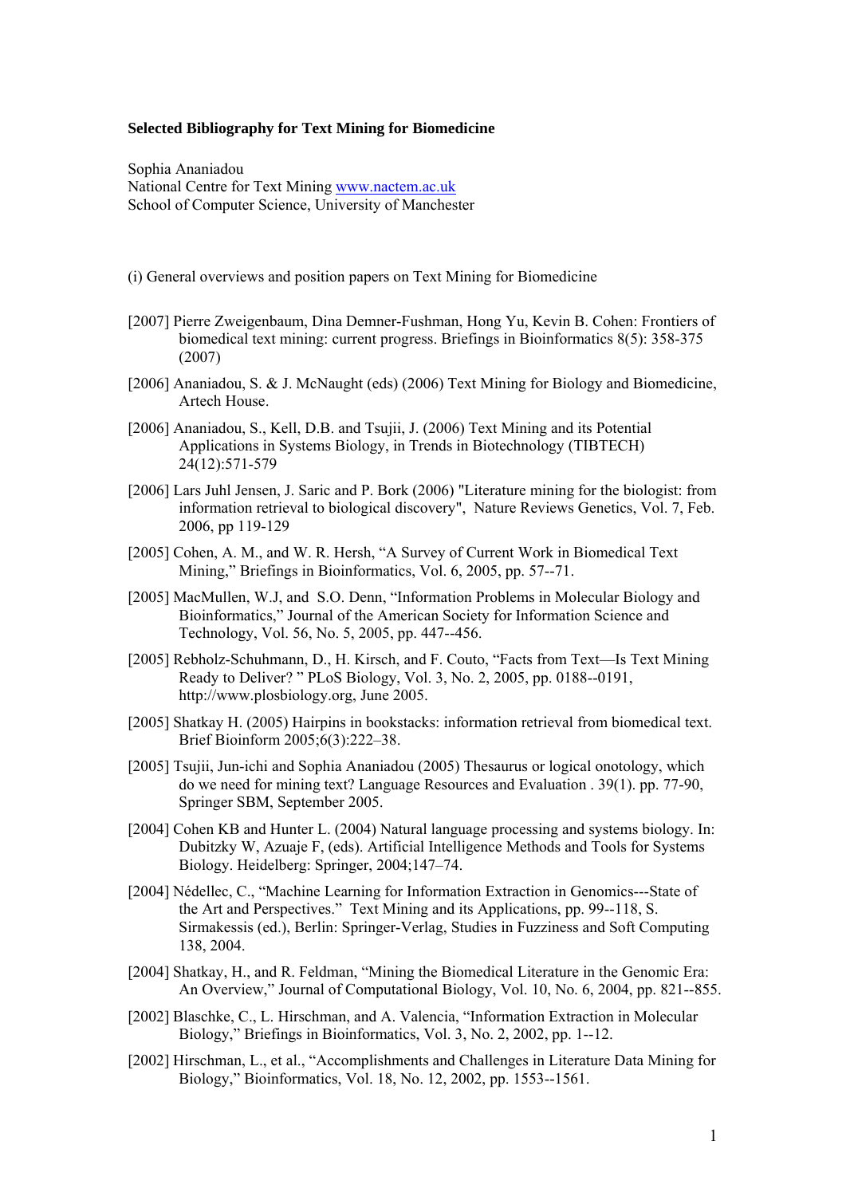**Selected Bibliography for Text Mining for Biomedicine**

Sophia Ananiadou
National Centre for Text Mining www.nactem.ac.uk
School of Computer Science, University of Manchester

(i) General overviews and position papers on Text Mining for Biomedicine

[2007] Pierre Zweigenbaum, Dina Demner-Fushman, Hong Yu, Kevin B. Cohen: Frontiers of biomedical text mining: current progress. Briefings in Bioinformatics 8(5): 358-375 (2007)

[2006] Ananiadou, S. & J. McNaught (eds) (2006) Text Mining for Biology and Biomedicine, Artech House.

[2006] Ananiadou, S., Kell, D.B. and Tsujii, J. (2006) Text Mining and its Potential Applications in Systems Biology, in Trends in Biotechnology (TIBTECH) 24(12):571-579

[2006] Lars Juhl Jensen, J. Saric and P. Bork (2006) "Literature mining for the biologist: from information retrieval to biological discovery", Nature Reviews Genetics, Vol. 7, Feb. 2006, pp 119-129

[2005] Cohen, A. M., and W. R. Hersh, "A Survey of Current Work in Biomedical Text Mining," Briefings in Bioinformatics, Vol. 6, 2005, pp. 57--71.

[2005] MacMullen, W.J, and S.O. Denn, "Information Problems in Molecular Biology and Bioinformatics," Journal of the American Society for Information Science and Technology, Vol. 56, No. 5, 2005, pp. 447--456.

[2005] Rebholz-Schuhmann, D., H. Kirsch, and F. Couto, "Facts from Text—Is Text Mining Ready to Deliver? " PLoS Biology, Vol. 3, No. 2, 2005, pp. 0188--0191, http://www.plosbiology.org, June 2005.

[2005] Shatkay H. (2005) Hairpins in bookstacks: information retrieval from biomedical text. Brief Bioinform 2005;6(3):222–38.

[2005] Tsujii, Jun-ichi and Sophia Ananiadou (2005) Thesaurus or logical onotology, which do we need for mining text? Language Resources and Evaluation . 39(1). pp. 77-90, Springer SBM, September 2005.

[2004] Cohen KB and Hunter L. (2004) Natural language processing and systems biology. In: Dubitzky W, Azuaje F, (eds). Artificial Intelligence Methods and Tools for Systems Biology. Heidelberg: Springer, 2004;147–74.

[2004] Nédellec, C., "Machine Learning for Information Extraction in Genomics---State of the Art and Perspectives." Text Mining and its Applications, pp. 99--118, S. Sirmakessis (ed.), Berlin: Springer-Verlag, Studies in Fuzziness and Soft Computing 138, 2004.

[2004] Shatkay, H., and R. Feldman, "Mining the Biomedical Literature in the Genomic Era: An Overview," Journal of Computational Biology, Vol. 10, No. 6, 2004, pp. 821--855.

[2002] Blaschke, C., L. Hirschman, and A. Valencia, "Information Extraction in Molecular Biology," Briefings in Bioinformatics, Vol. 3, No. 2, 2002, pp. 1--12.

[2002] Hirschman, L., et al., "Accomplishments and Challenges in Literature Data Mining for Biology," Bioinformatics, Vol. 18, No. 12, 2002, pp. 1553--1561.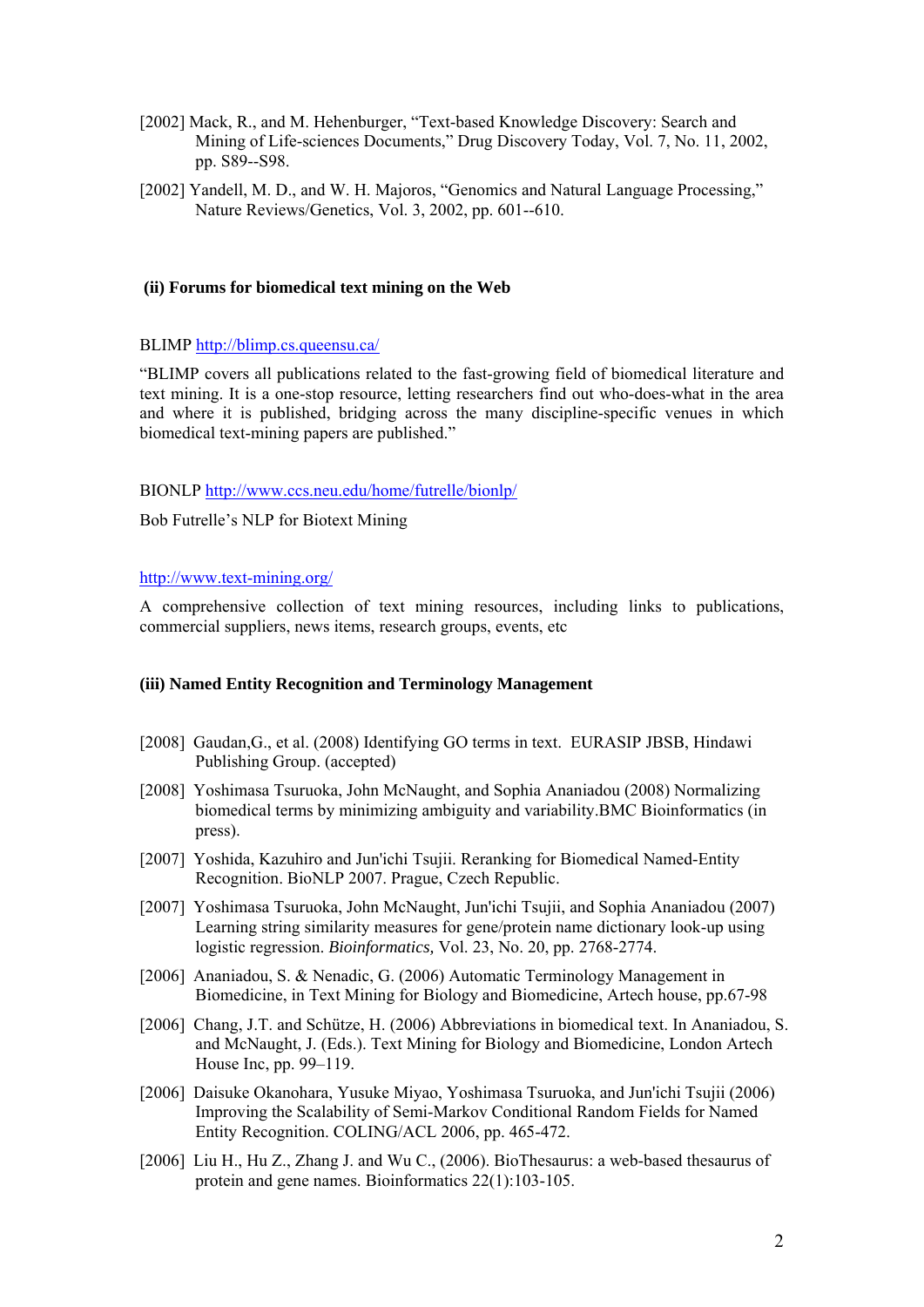[2002] Mack, R., and M. Hehenburger, "Text-based Knowledge Discovery: Search and Mining of Life-sciences Documents," Drug Discovery Today, Vol. 7, No. 11, 2002, pp. S89--S98.

[2002] Yandell, M. D., and W. H. Majoros, "Genomics and Natural Language Processing," Nature Reviews/Genetics, Vol. 3, 2002, pp. 601--610.

### (ii) Forums for biomedical text mining on the Web

BLIMP http://blimp.cs.queensu.ca/

"BLIMP covers all publications related to the fast-growing field of biomedical literature and text mining. It is a one-stop resource, letting researchers find out who-does-what in the area and where it is published, bridging across the many discipline-specific venues in which biomedical text-mining papers are published."

BIONLP http://www.ccs.neu.edu/home/futrelle/bionlp/

Bob Futrelle's NLP for Biotext Mining

http://www.text-mining.org/

A comprehensive collection of text mining resources, including links to publications, commercial suppliers, news items, research groups, events, etc

### (iii) Named Entity Recognition and Terminology Management

[2008] Gaudan,G., et al. (2008) Identifying GO terms in text. EURASIP JBSB, Hindawi Publishing Group. (accepted)

[2008] Yoshimasa Tsuruoka, John McNaught, and Sophia Ananiadou (2008) Normalizing biomedical terms by minimizing ambiguity and variability.BMC Bioinformatics (in press).

[2007] Yoshida, Kazuhiro and Jun'ichi Tsujii. Reranking for Biomedical Named-Entity Recognition. BioNLP 2007. Prague, Czech Republic.

[2007] Yoshimasa Tsuruoka, John McNaught, Jun'ichi Tsujii, and Sophia Ananiadou (2007) Learning string similarity measures for gene/protein name dictionary look-up using logistic regression. *Bioinformatics,* Vol. 23, No. 20, pp. 2768-2774.

[2006] Ananiadou, S. & Nenadic, G. (2006) Automatic Terminology Management in Biomedicine, in Text Mining for Biology and Biomedicine, Artech house, pp.67-98

[2006] Chang, J.T. and Schütze, H. (2006) Abbreviations in biomedical text. In Ananiadou, S. and McNaught, J. (Eds.). Text Mining for Biology and Biomedicine, London Artech House Inc, pp. 99–119.

[2006] Daisuke Okanohara, Yusuke Miyao, Yoshimasa Tsuruoka, and Jun'ichi Tsujii (2006) Improving the Scalability of Semi-Markov Conditional Random Fields for Named Entity Recognition. COLING/ACL 2006, pp. 465-472.

[2006] Liu H., Hu Z., Zhang J. and Wu C., (2006). BioThesaurus: a web-based thesaurus of protein and gene names. Bioinformatics 22(1):103-105.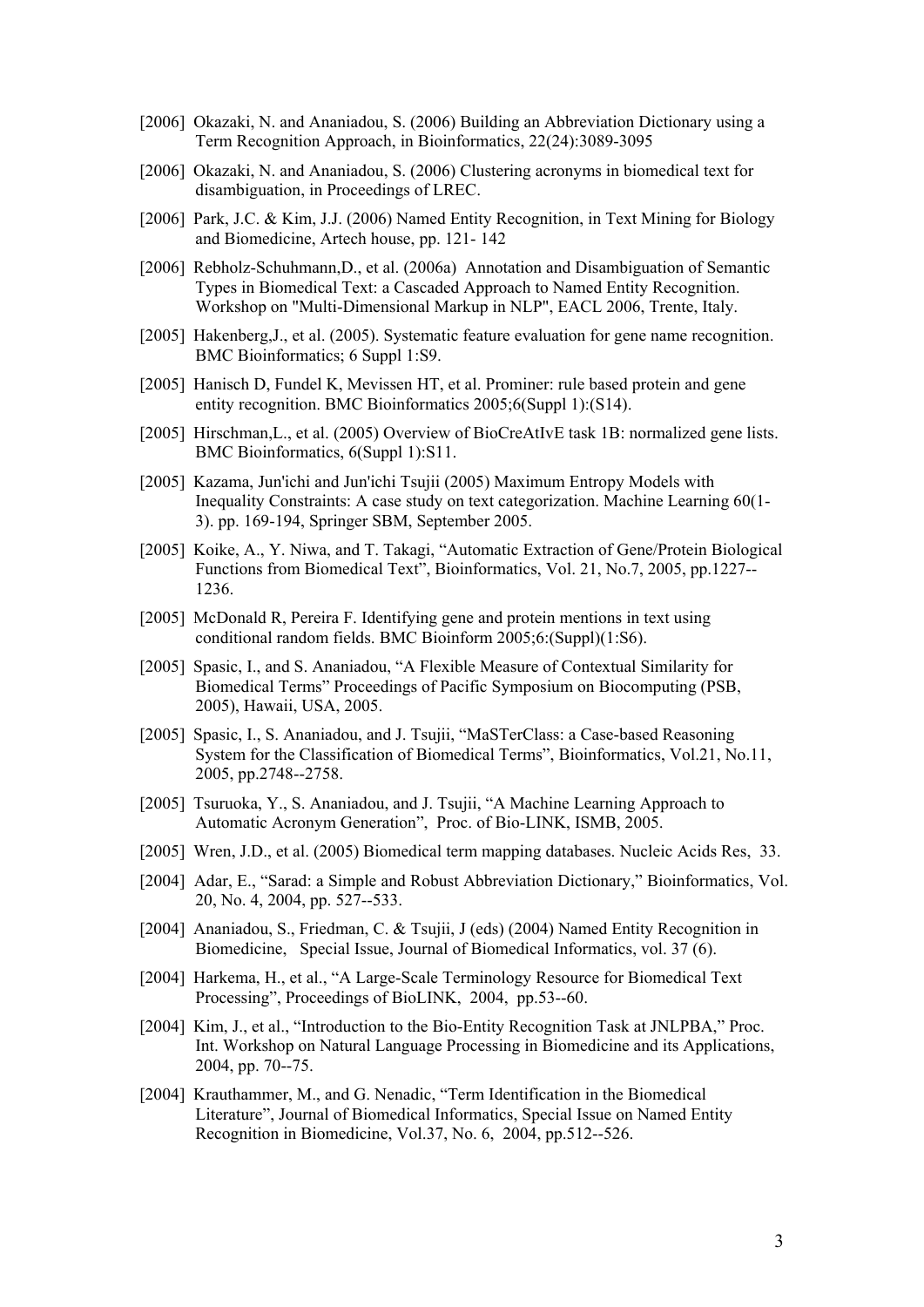[2006] Okazaki, N. and Ananiadou, S. (2006) Building an Abbreviation Dictionary using a Term Recognition Approach, in Bioinformatics, 22(24):3089-3095

[2006] Okazaki, N. and Ananiadou, S. (2006) Clustering acronyms in biomedical text for disambiguation, in Proceedings of LREC.

[2006] Park, J.C. & Kim, J.J. (2006) Named Entity Recognition, in Text Mining for Biology and Biomedicine, Artech house, pp. 121- 142

[2006] Rebholz-Schuhmann,D., et al. (2006a) Annotation and Disambiguation of Semantic Types in Biomedical Text: a Cascaded Approach to Named Entity Recognition. Workshop on "Multi-Dimensional Markup in NLP", EACL 2006, Trente, Italy.

[2005] Hakenberg,J., et al. (2005). Systematic feature evaluation for gene name recognition. BMC Bioinformatics; 6 Suppl 1:S9.

[2005] Hanisch D, Fundel K, Mevissen HT, et al. Prominer: rule based protein and gene entity recognition. BMC Bioinformatics 2005;6(Suppl 1):(S14).

[2005] Hirschman,L., et al. (2005) Overview of BioCreAtIvE task 1B: normalized gene lists. BMC Bioinformatics, 6(Suppl 1):S11.

[2005] Kazama, Jun'ichi and Jun'ichi Tsujii (2005) Maximum Entropy Models with Inequality Constraints: A case study on text categorization. Machine Learning 60(1-3). pp. 169-194, Springer SBM, September 2005.

[2005] Koike, A., Y. Niwa, and T. Takagi, "Automatic Extraction of Gene/Protein Biological Functions from Biomedical Text", Bioinformatics, Vol. 21, No.7, 2005, pp.1227--1236.

[2005] McDonald R, Pereira F. Identifying gene and protein mentions in text using conditional random fields. BMC Bioinform 2005;6:(Suppl)(1:S6).

[2005] Spasic, I., and S. Ananiadou, "A Flexible Measure of Contextual Similarity for Biomedical Terms" Proceedings of Pacific Symposium on Biocomputing (PSB, 2005), Hawaii, USA, 2005.

[2005] Spasic, I., S. Ananiadou, and J. Tsujii, "MaSTerClass: a Case-based Reasoning System for the Classification of Biomedical Terms", Bioinformatics, Vol.21, No.11, 2005, pp.2748--2758.

[2005] Tsuruoka, Y., S. Ananiadou, and J. Tsujii, "A Machine Learning Approach to Automatic Acronym Generation", Proc. of Bio-LINK, ISMB, 2005.

[2005] Wren, J.D., et al. (2005) Biomedical term mapping databases. Nucleic Acids Res, 33.

[2004] Adar, E., "Sarad: a Simple and Robust Abbreviation Dictionary," Bioinformatics, Vol. 20, No. 4, 2004, pp. 527--533.

[2004] Ananiadou, S., Friedman, C. & Tsujii, J (eds) (2004) Named Entity Recognition in Biomedicine, Special Issue, Journal of Biomedical Informatics, vol. 37 (6).

[2004] Harkema, H., et al., "A Large-Scale Terminology Resource for Biomedical Text Processing", Proceedings of BioLINK, 2004, pp.53--60.

[2004] Kim, J., et al., "Introduction to the Bio-Entity Recognition Task at JNLPBA," Proc. Int. Workshop on Natural Language Processing in Biomedicine and its Applications, 2004, pp. 70--75.

[2004] Krauthammer, M., and G. Nenadic, "Term Identification in the Biomedical Literature", Journal of Biomedical Informatics, Special Issue on Named Entity Recognition in Biomedicine, Vol.37, No. 6, 2004, pp.512--526.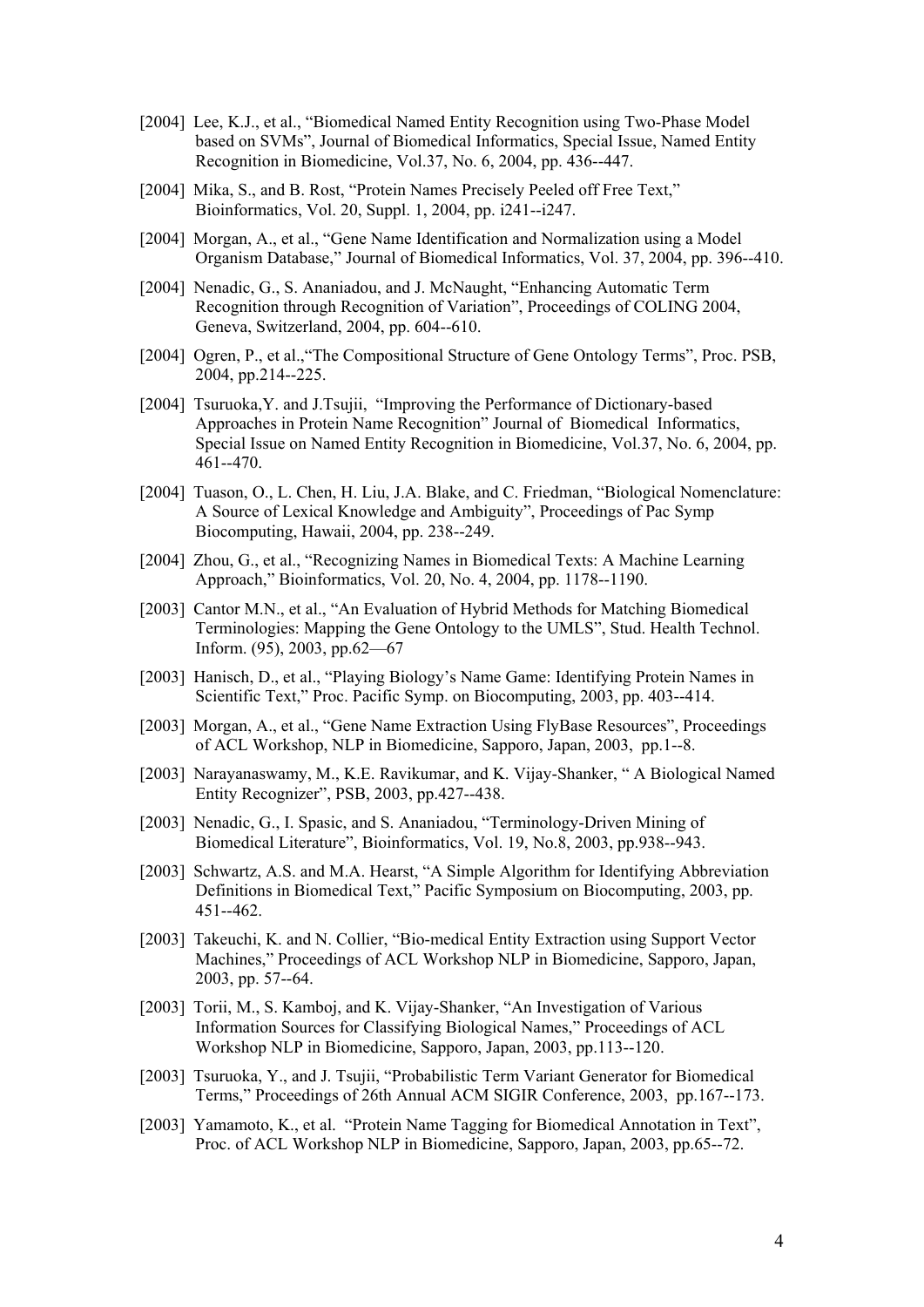[2004] Lee, K.J., et al., "Biomedical Named Entity Recognition using Two-Phase Model based on SVMs", Journal of Biomedical Informatics, Special Issue, Named Entity Recognition in Biomedicine, Vol.37, No. 6, 2004, pp. 436--447.

[2004] Mika, S., and B. Rost, "Protein Names Precisely Peeled off Free Text," Bioinformatics, Vol. 20, Suppl. 1, 2004, pp. i241--i247.

[2004] Morgan, A., et al., "Gene Name Identification and Normalization using a Model Organism Database," Journal of Biomedical Informatics, Vol. 37, 2004, pp. 396--410.

[2004] Nenadic, G., S. Ananiadou, and J. McNaught, "Enhancing Automatic Term Recognition through Recognition of Variation", Proceedings of COLING 2004, Geneva, Switzerland, 2004, pp. 604--610.

[2004] Ogren, P., et al.,"The Compositional Structure of Gene Ontology Terms", Proc. PSB, 2004, pp.214--225.

[2004] Tsuruoka,Y. and J.Tsujii, "Improving the Performance of Dictionary-based Approaches in Protein Name Recognition" Journal of Biomedical Informatics, Special Issue on Named Entity Recognition in Biomedicine, Vol.37, No. 6, 2004, pp. 461--470.

[2004] Tuason, O., L. Chen, H. Liu, J.A. Blake, and C. Friedman, "Biological Nomenclature: A Source of Lexical Knowledge and Ambiguity", Proceedings of Pac Symp Biocomputing, Hawaii, 2004, pp. 238--249.

[2004] Zhou, G., et al., "Recognizing Names in Biomedical Texts: A Machine Learning Approach," Bioinformatics, Vol. 20, No. 4, 2004, pp. 1178--1190.

[2003] Cantor M.N., et al., "An Evaluation of Hybrid Methods for Matching Biomedical Terminologies: Mapping the Gene Ontology to the UMLS", Stud. Health Technol. Inform. (95), 2003, pp.62—67

[2003] Hanisch, D., et al., "Playing Biology's Name Game: Identifying Protein Names in Scientific Text," Proc. Pacific Symp. on Biocomputing, 2003, pp. 403--414.

[2003] Morgan, A., et al., "Gene Name Extraction Using FlyBase Resources", Proceedings of ACL Workshop, NLP in Biomedicine, Sapporo, Japan, 2003, pp.1--8.

[2003] Narayanaswamy, M., K.E. Ravikumar, and K. Vijay-Shanker, " A Biological Named Entity Recognizer", PSB, 2003, pp.427--438.

[2003] Nenadic, G., I. Spasic, and S. Ananiadou, "Terminology-Driven Mining of Biomedical Literature", Bioinformatics, Vol. 19, No.8, 2003, pp.938--943.

[2003] Schwartz, A.S. and M.A. Hearst, "A Simple Algorithm for Identifying Abbreviation Definitions in Biomedical Text," Pacific Symposium on Biocomputing, 2003, pp. 451--462.

[2003] Takeuchi, K. and N. Collier, "Bio-medical Entity Extraction using Support Vector Machines," Proceedings of ACL Workshop NLP in Biomedicine, Sapporo, Japan, 2003, pp. 57--64.

[2003] Torii, M., S. Kamboj, and K. Vijay-Shanker, "An Investigation of Various Information Sources for Classifying Biological Names," Proceedings of ACL Workshop NLP in Biomedicine, Sapporo, Japan, 2003, pp.113--120.

[2003] Tsuruoka, Y., and J. Tsujii, "Probabilistic Term Variant Generator for Biomedical Terms," Proceedings of 26th Annual ACM SIGIR Conference, 2003, pp.167--173.

[2003] Yamamoto, K., et al. "Protein Name Tagging for Biomedical Annotation in Text", Proc. of ACL Workshop NLP in Biomedicine, Sapporo, Japan, 2003, pp.65--72.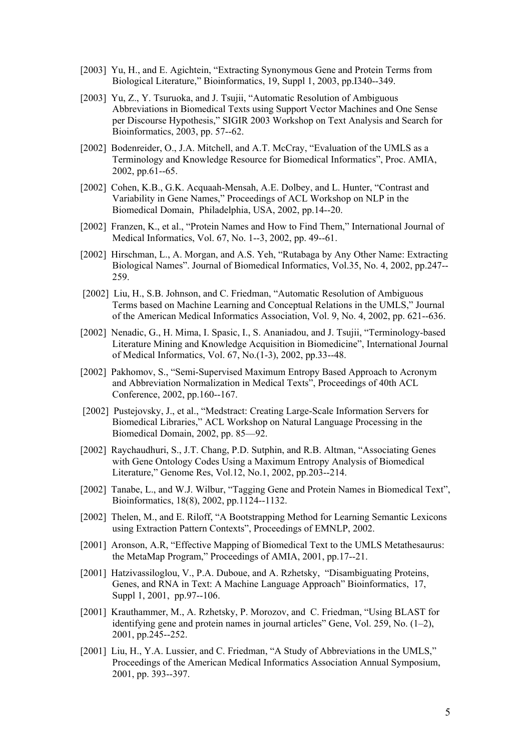[2003] Yu, H., and E. Agichtein, "Extracting Synonymous Gene and Protein Terms from Biological Literature," Bioinformatics, 19, Suppl 1, 2003, pp.I340--349.

[2003] Yu, Z., Y. Tsuruoka, and J. Tsujii, "Automatic Resolution of Ambiguous Abbreviations in Biomedical Texts using Support Vector Machines and One Sense per Discourse Hypothesis," SIGIR 2003 Workshop on Text Analysis and Search for Bioinformatics, 2003, pp. 57--62.

[2002] Bodenreider, O., J.A. Mitchell, and A.T. McCray, "Evaluation of the UMLS as a Terminology and Knowledge Resource for Biomedical Informatics", Proc. AMIA, 2002, pp.61--65.

[2002] Cohen, K.B., G.K. Acquaah-Mensah, A.E. Dolbey, and L. Hunter, "Contrast and Variability in Gene Names," Proceedings of ACL Workshop on NLP in the Biomedical Domain, Philadelphia, USA, 2002, pp.14--20.

[2002] Franzen, K., et al., "Protein Names and How to Find Them," International Journal of Medical Informatics, Vol. 67, No. 1--3, 2002, pp. 49--61.

[2002] Hirschman, L., A. Morgan, and A.S. Yeh, "Rutabaga by Any Other Name: Extracting Biological Names". Journal of Biomedical Informatics, Vol.35, No. 4, 2002, pp.247--259.

[2002] Liu, H., S.B. Johnson, and C. Friedman, "Automatic Resolution of Ambiguous Terms based on Machine Learning and Conceptual Relations in the UMLS," Journal of the American Medical Informatics Association, Vol. 9, No. 4, 2002, pp. 621--636.

[2002] Nenadic, G., H. Mima, I. Spasic, I., S. Ananiadou, and J. Tsujii, "Terminology-based Literature Mining and Knowledge Acquisition in Biomedicine", International Journal of Medical Informatics, Vol. 67, No.(1-3), 2002, pp.33--48.

[2002] Pakhomov, S., "Semi-Supervised Maximum Entropy Based Approach to Acronym and Abbreviation Normalization in Medical Texts", Proceedings of 40th ACL Conference, 2002, pp.160--167.

[2002] Pustejovsky, J., et al., "Medstract: Creating Large-Scale Information Servers for Biomedical Libraries," ACL Workshop on Natural Language Processing in the Biomedical Domain, 2002, pp. 85—92.

[2002] Raychaudhuri, S., J.T. Chang, P.D. Sutphin, and R.B. Altman, "Associating Genes with Gene Ontology Codes Using a Maximum Entropy Analysis of Biomedical Literature," Genome Res, Vol.12, No.1, 2002, pp.203--214.

[2002] Tanabe, L., and W.J. Wilbur, "Tagging Gene and Protein Names in Biomedical Text", Bioinformatics, 18(8), 2002, pp.1124--1132.

[2002] Thelen, M., and E. Riloff, "A Bootstrapping Method for Learning Semantic Lexicons using Extraction Pattern Contexts", Proceedings of EMNLP, 2002.

[2001] Aronson, A.R, "Effective Mapping of Biomedical Text to the UMLS Metathesaurus: the MetaMap Program," Proceedings of AMIA, 2001, pp.17--21.

[2001] Hatzivassiloglou, V., P.A. Duboue, and A. Rzhetsky, "Disambiguating Proteins, Genes, and RNA in Text: A Machine Language Approach" Bioinformatics, 17, Suppl 1, 2001, pp.97--106.

[2001] Krauthammer, M., A. Rzhetsky, P. Morozov, and C. Friedman, "Using BLAST for identifying gene and protein names in journal articles" Gene, Vol. 259, No. (1–2), 2001, pp.245--252.

[2001] Liu, H., Y.A. Lussier, and C. Friedman, "A Study of Abbreviations in the UMLS," Proceedings of the American Medical Informatics Association Annual Symposium, 2001, pp. 393--397.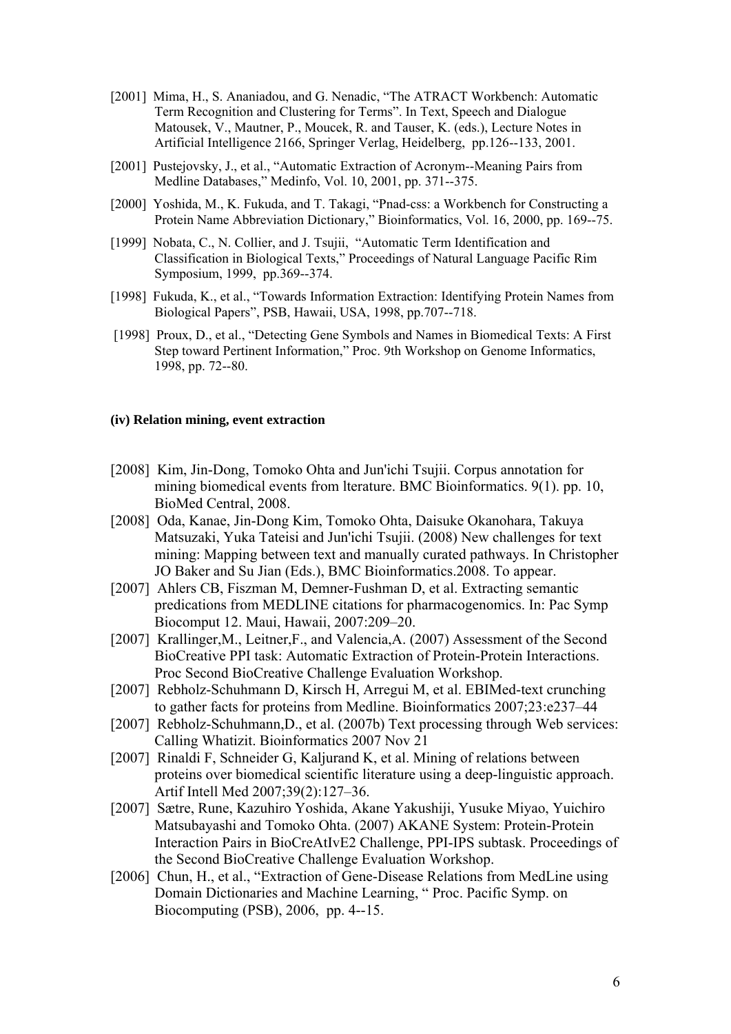[2001] Mima, H., S. Ananiadou, and G. Nenadic, "The ATRACT Workbench: Automatic Term Recognition and Clustering for Terms". In Text, Speech and Dialogue Matousek, V., Mautner, P., Moucek, R. and Tauser, K. (eds.), Lecture Notes in Artificial Intelligence 2166, Springer Verlag, Heidelberg, pp.126--133, 2001.

[2001] Pustejovsky, J., et al., "Automatic Extraction of Acronym--Meaning Pairs from Medline Databases," Medinfo, Vol. 10, 2001, pp. 371--375.

[2000] Yoshida, M., K. Fukuda, and T. Takagi, "Pnad-css: a Workbench for Constructing a Protein Name Abbreviation Dictionary," Bioinformatics, Vol. 16, 2000, pp. 169--75.

[1999] Nobata, C., N. Collier, and J. Tsujii, "Automatic Term Identification and Classification in Biological Texts," Proceedings of Natural Language Pacific Rim Symposium, 1999, pp.369--374.

[1998] Fukuda, K., et al., "Towards Information Extraction: Identifying Protein Names from Biological Papers", PSB, Hawaii, USA, 1998, pp.707--718.

[1998] Proux, D., et al., "Detecting Gene Symbols and Names in Biomedical Texts: A First Step toward Pertinent Information," Proc. 9th Workshop on Genome Informatics, 1998, pp. 72--80.

**(iv) Relation mining, event extraction**

[2008] Kim, Jin-Dong, Tomoko Ohta and Jun'ichi Tsujii. Corpus annotation for mining biomedical events from lterature. BMC Bioinformatics. 9(1). pp. 10, BioMed Central, 2008.

[2008] Oda, Kanae, Jin-Dong Kim, Tomoko Ohta, Daisuke Okanohara, Takuya Matsuzaki, Yuka Tateisi and Jun'ichi Tsujii. (2008) New challenges for text mining: Mapping between text and manually curated pathways. In Christopher JO Baker and Su Jian (Eds.), BMC Bioinformatics.2008. To appear.

[2007] Ahlers CB, Fiszman M, Demner-Fushman D, et al. Extracting semantic predications from MEDLINE citations for pharmacogenomics. In: Pac Symp Biocomput 12. Maui, Hawaii, 2007:209–20.

[2007] Krallinger,M., Leitner,F., and Valencia,A. (2007) Assessment of the Second BioCreative PPI task: Automatic Extraction of Protein-Protein Interactions. Proc Second BioCreative Challenge Evaluation Workshop.

[2007] Rebholz-Schuhmann D, Kirsch H, Arregui M, et al. EBIMed-text crunching to gather facts for proteins from Medline. Bioinformatics 2007;23:e237–44

[2007] Rebholz-Schuhmann,D., et al. (2007b) Text processing through Web services: Calling Whatizit. Bioinformatics 2007 Nov 21

[2007] Rinaldi F, Schneider G, Kaljurand K, et al. Mining of relations between proteins over biomedical scientific literature using a deep-linguistic approach. Artif Intell Med 2007;39(2):127–36.

[2007] Sætre, Rune, Kazuhiro Yoshida, Akane Yakushiji, Yusuke Miyao, Yuichiro Matsubayashi and Tomoko Ohta. (2007) AKANE System: Protein-Protein Interaction Pairs in BioCreAtIvE2 Challenge, PPI-IPS subtask. Proceedings of the Second BioCreative Challenge Evaluation Workshop.

[2006] Chun, H., et al., "Extraction of Gene-Disease Relations from MedLine using Domain Dictionaries and Machine Learning, " Proc. Pacific Symp. on Biocomputing (PSB), 2006, pp. 4--15.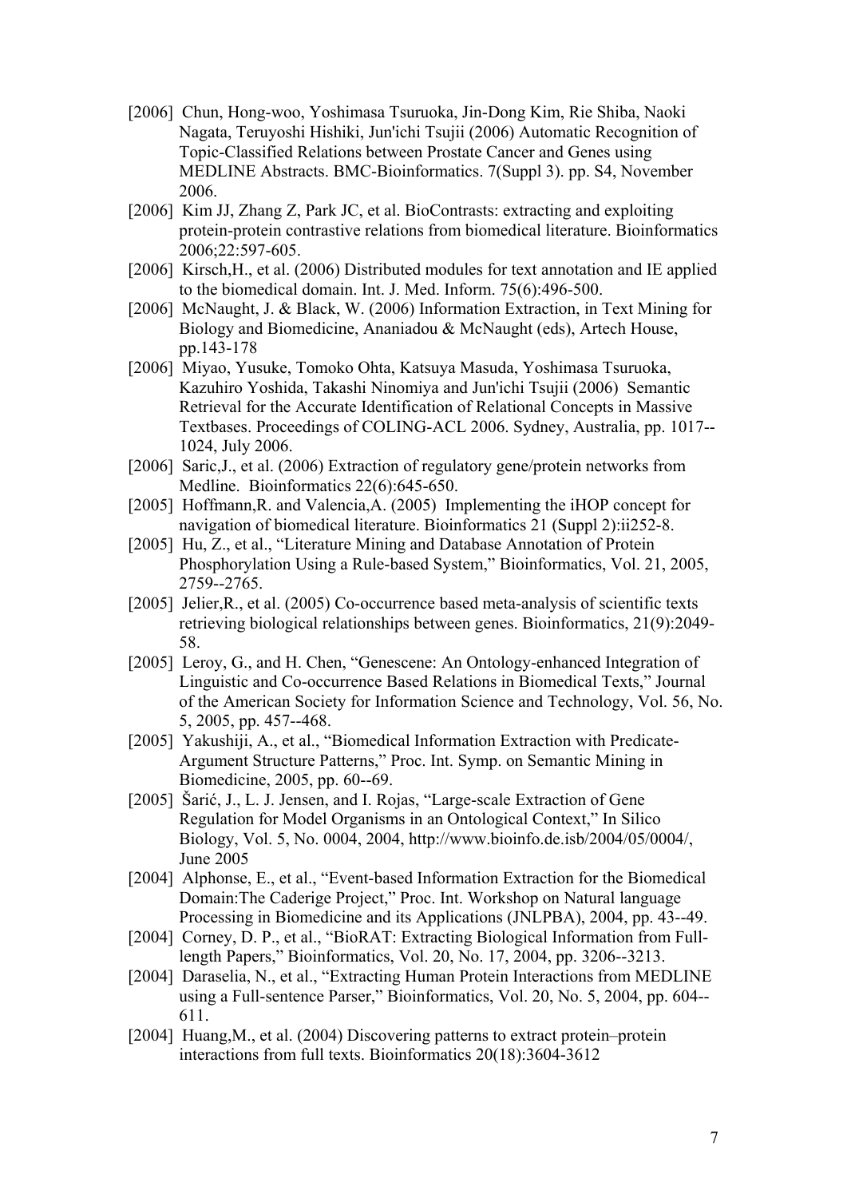[2006] Chun, Hong-woo, Yoshimasa Tsuruoka, Jin-Dong Kim, Rie Shiba, Naoki Nagata, Teruyoshi Hishiki, Jun'ichi Tsujii (2006) Automatic Recognition of Topic-Classified Relations between Prostate Cancer and Genes using MEDLINE Abstracts. BMC-Bioinformatics. 7(Suppl 3). pp. S4, November 2006.

[2006] Kim JJ, Zhang Z, Park JC, et al. BioContrasts: extracting and exploiting protein-protein contrastive relations from biomedical literature. Bioinformatics 2006;22:597-605.

[2006] Kirsch,H., et al. (2006) Distributed modules for text annotation and IE applied to the biomedical domain. Int. J. Med. Inform. 75(6):496-500.

[2006] McNaught, J. & Black, W. (2006) Information Extraction, in Text Mining for Biology and Biomedicine, Ananiadou & McNaught (eds), Artech House, pp.143-178

[2006] Miyao, Yusuke, Tomoko Ohta, Katsuya Masuda, Yoshimasa Tsuruoka, Kazuhiro Yoshida, Takashi Ninomiya and Jun'ichi Tsujii (2006) Semantic Retrieval for the Accurate Identification of Relational Concepts in Massive Textbases. Proceedings of COLING-ACL 2006. Sydney, Australia, pp. 1017--1024, July 2006.

[2006] Saric,J., et al. (2006) Extraction of regulatory gene/protein networks from Medline. Bioinformatics 22(6):645-650.

[2005] Hoffmann,R. and Valencia,A. (2005) Implementing the iHOP concept for navigation of biomedical literature. Bioinformatics 21 (Suppl 2):ii252-8.

[2005] Hu, Z., et al., "Literature Mining and Database Annotation of Protein Phosphorylation Using a Rule-based System," Bioinformatics, Vol. 21, 2005, 2759--2765.

[2005] Jelier,R., et al. (2005) Co-occurrence based meta-analysis of scientific texts retrieving biological relationships between genes. Bioinformatics, 21(9):2049-58.

[2005] Leroy, G., and H. Chen, "Genescene: An Ontology-enhanced Integration of Linguistic and Co-occurrence Based Relations in Biomedical Texts," Journal of the American Society for Information Science and Technology, Vol. 56, No. 5, 2005, pp. 457--468.

[2005] Yakushiji, A., et al., "Biomedical Information Extraction with Predicate-Argument Structure Patterns," Proc. Int. Symp. on Semantic Mining in Biomedicine, 2005, pp. 60--69.

[2005] Šarić, J., L. J. Jensen, and I. Rojas, "Large-scale Extraction of Gene Regulation for Model Organisms in an Ontological Context," In Silico Biology, Vol. 5, No. 0004, 2004, http://www.bioinfo.de.isb/2004/05/0004/, June 2005

[2004] Alphonse, E., et al., "Event-based Information Extraction for the Biomedical Domain:The Caderige Project," Proc. Int. Workshop on Natural language Processing in Biomedicine and its Applications (JNLPBA), 2004, pp. 43--49.

[2004] Corney, D. P., et al., "BioRAT: Extracting Biological Information from Full-length Papers," Bioinformatics, Vol. 20, No. 17, 2004, pp. 3206--3213.

[2004] Daraselia, N., et al., "Extracting Human Protein Interactions from MEDLINE using a Full-sentence Parser," Bioinformatics, Vol. 20, No. 5, 2004, pp. 604--611.

[2004] Huang,M., et al. (2004) Discovering patterns to extract protein–protein interactions from full texts. Bioinformatics 20(18):3604-3612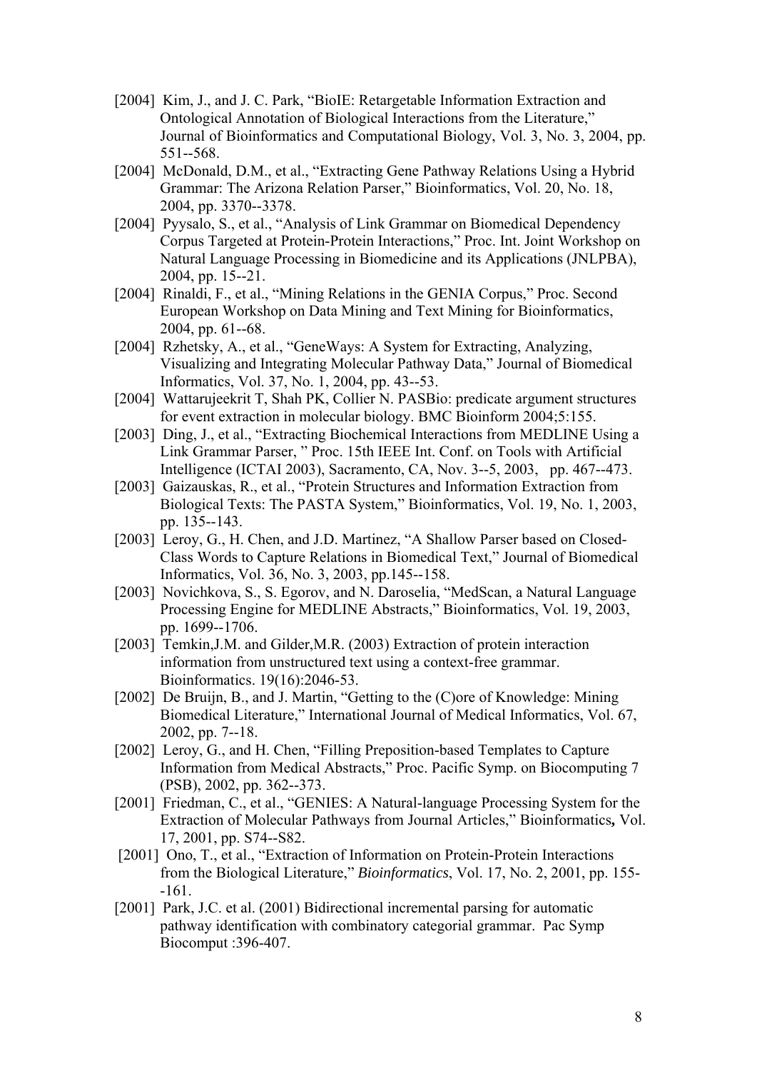- [2004] Kim, J., and J. C. Park, "BioIE: Retargetable Information Extraction and Ontological Annotation of Biological Interactions from the Literature," Journal of Bioinformatics and Computational Biology, Vol. 3, No. 3, 2004, pp. 551--568.
- [2004] McDonald, D.M., et al., "Extracting Gene Pathway Relations Using a Hybrid Grammar: The Arizona Relation Parser," Bioinformatics, Vol. 20, No. 18, 2004, pp. 3370--3378.
- [2004] Pyysalo, S., et al., "Analysis of Link Grammar on Biomedical Dependency Corpus Targeted at Protein-Protein Interactions," Proc. Int. Joint Workshop on Natural Language Processing in Biomedicine and its Applications (JNLPBA), 2004, pp. 15--21.
- [2004] Rinaldi, F., et al., "Mining Relations in the GENIA Corpus," Proc. Second European Workshop on Data Mining and Text Mining for Bioinformatics, 2004, pp. 61--68.
- [2004] Rzhetsky, A., et al., "GeneWays: A System for Extracting, Analyzing, Visualizing and Integrating Molecular Pathway Data," Journal of Biomedical Informatics, Vol. 37, No. 1, 2004, pp. 43--53.
- [2004] Wattarujeekrit T, Shah PK, Collier N. PASBio: predicate argument structures for event extraction in molecular biology. BMC Bioinform 2004;5:155.
- [2003] Ding, J., et al., "Extracting Biochemical Interactions from MEDLINE Using a Link Grammar Parser, " Proc. 15th IEEE Int. Conf. on Tools with Artificial Intelligence (ICTAI 2003), Sacramento, CA, Nov. 3--5, 2003, pp. 467--473.
- [2003] Gaizauskas, R., et al., "Protein Structures and Information Extraction from Biological Texts: The PASTA System," Bioinformatics, Vol. 19, No. 1, 2003, pp. 135--143.
- [2003] Leroy, G., H. Chen, and J.D. Martinez, "A Shallow Parser based on Closed-Class Words to Capture Relations in Biomedical Text," Journal of Biomedical Informatics, Vol. 36, No. 3, 2003, pp.145--158.
- [2003] Novichkova, S., S. Egorov, and N. Daroselia, "MedScan, a Natural Language Processing Engine for MEDLINE Abstracts," Bioinformatics, Vol. 19, 2003, pp. 1699--1706.
- [2003] Temkin,J.M. and Gilder,M.R. (2003) Extraction of protein interaction information from unstructured text using a context-free grammar. Bioinformatics. 19(16):2046-53.
- [2002] De Bruijn, B., and J. Martin, "Getting to the (C)ore of Knowledge: Mining Biomedical Literature," International Journal of Medical Informatics, Vol. 67, 2002, pp. 7--18.
- [2002] Leroy, G., and H. Chen, "Filling Preposition-based Templates to Capture Information from Medical Abstracts," Proc. Pacific Symp. on Biocomputing 7 (PSB), 2002, pp. 362--373.
- [2001] Friedman, C., et al., "GENIES: A Natural-language Processing System for the Extraction of Molecular Pathways from Journal Articles," Bioinformatics**,** Vol. 17, 2001, pp. S74--S82.
- [2001] Ono, T., et al., "Extraction of Information on Protein-Protein Interactions from the Biological Literature," *Bioinformatics*, Vol. 17, No. 2, 2001, pp. 155--161.
- [2001] Park, J.C. et al. (2001) Bidirectional incremental parsing for automatic pathway identification with combinatory categorial grammar. Pac Symp Biocomput :396-407.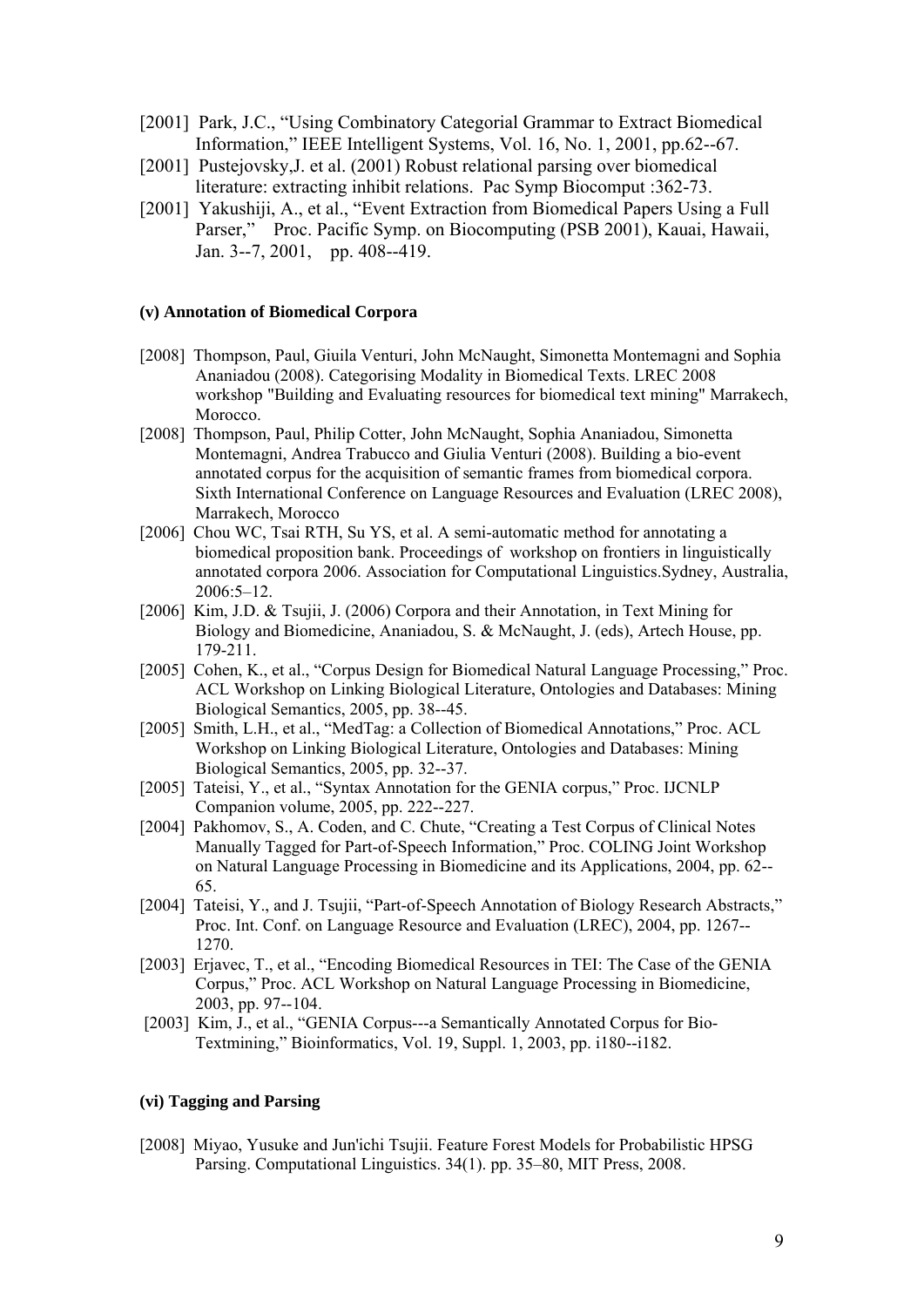[2001] Park, J.C., "Using Combinatory Categorial Grammar to Extract Biomedical Information," IEEE Intelligent Systems, Vol. 16, No. 1, 2001, pp.62--67.

[2001] Pustejovsky,J. et al. (2001) Robust relational parsing over biomedical literature: extracting inhibit relations. Pac Symp Biocomput :362-73.

[2001] Yakushiji, A., et al., "Event Extraction from Biomedical Papers Using a Full Parser," Proc. Pacific Symp. on Biocomputing (PSB 2001), Kauai, Hawaii, Jan. 3--7, 2001, pp. 408--419.

**(v) Annotation of Biomedical Corpora**

[2008] Thompson, Paul, Giuila Venturi, John McNaught, Simonetta Montemagni and Sophia Ananiadou (2008). Categorising Modality in Biomedical Texts. LREC 2008 workshop "Building and Evaluating resources for biomedical text mining" Marrakech, Morocco.

[2008] Thompson, Paul, Philip Cotter, John McNaught, Sophia Ananiadou, Simonetta Montemagni, Andrea Trabucco and Giulia Venturi (2008). Building a bio-event annotated corpus for the acquisition of semantic frames from biomedical corpora. Sixth International Conference on Language Resources and Evaluation (LREC 2008), Marrakech, Morocco

[2006] Chou WC, Tsai RTH, Su YS, et al. A semi-automatic method for annotating a biomedical proposition bank. Proceedings of workshop on frontiers in linguistically annotated corpora 2006. Association for Computational Linguistics.Sydney, Australia, 2006:5–12.

[2006] Kim, J.D. & Tsujii, J. (2006) Corpora and their Annotation, in Text Mining for Biology and Biomedicine, Ananiadou, S. & McNaught, J. (eds), Artech House, pp. 179-211.

[2005] Cohen, K., et al., "Corpus Design for Biomedical Natural Language Processing," Proc. ACL Workshop on Linking Biological Literature, Ontologies and Databases: Mining Biological Semantics, 2005, pp. 38--45.

[2005] Smith, L.H., et al., "MedTag: a Collection of Biomedical Annotations," Proc. ACL Workshop on Linking Biological Literature, Ontologies and Databases: Mining Biological Semantics, 2005, pp. 32--37.

[2005] Tateisi, Y., et al., "Syntax Annotation for the GENIA corpus," Proc. IJCNLP Companion volume, 2005, pp. 222--227.

[2004] Pakhomov, S., A. Coden, and C. Chute, "Creating a Test Corpus of Clinical Notes Manually Tagged for Part-of-Speech Information," Proc. COLING Joint Workshop on Natural Language Processing in Biomedicine and its Applications, 2004, pp. 62--65.

[2004] Tateisi, Y., and J. Tsujii, "Part-of-Speech Annotation of Biology Research Abstracts," Proc. Int. Conf. on Language Resource and Evaluation (LREC), 2004, pp. 1267--1270.

[2003] Erjavec, T., et al., "Encoding Biomedical Resources in TEI: The Case of the GENIA Corpus," Proc. ACL Workshop on Natural Language Processing in Biomedicine, 2003, pp. 97--104.

[2003] Kim, J., et al., "GENIA Corpus---a Semantically Annotated Corpus for Bio-Textmining," Bioinformatics, Vol. 19, Suppl. 1, 2003, pp. i180--i182.

**(vi) Tagging and Parsing**

[2008] Miyao, Yusuke and Jun'ichi Tsujii. Feature Forest Models for Probabilistic HPSG Parsing. Computational Linguistics. 34(1). pp. 35–80, MIT Press, 2008.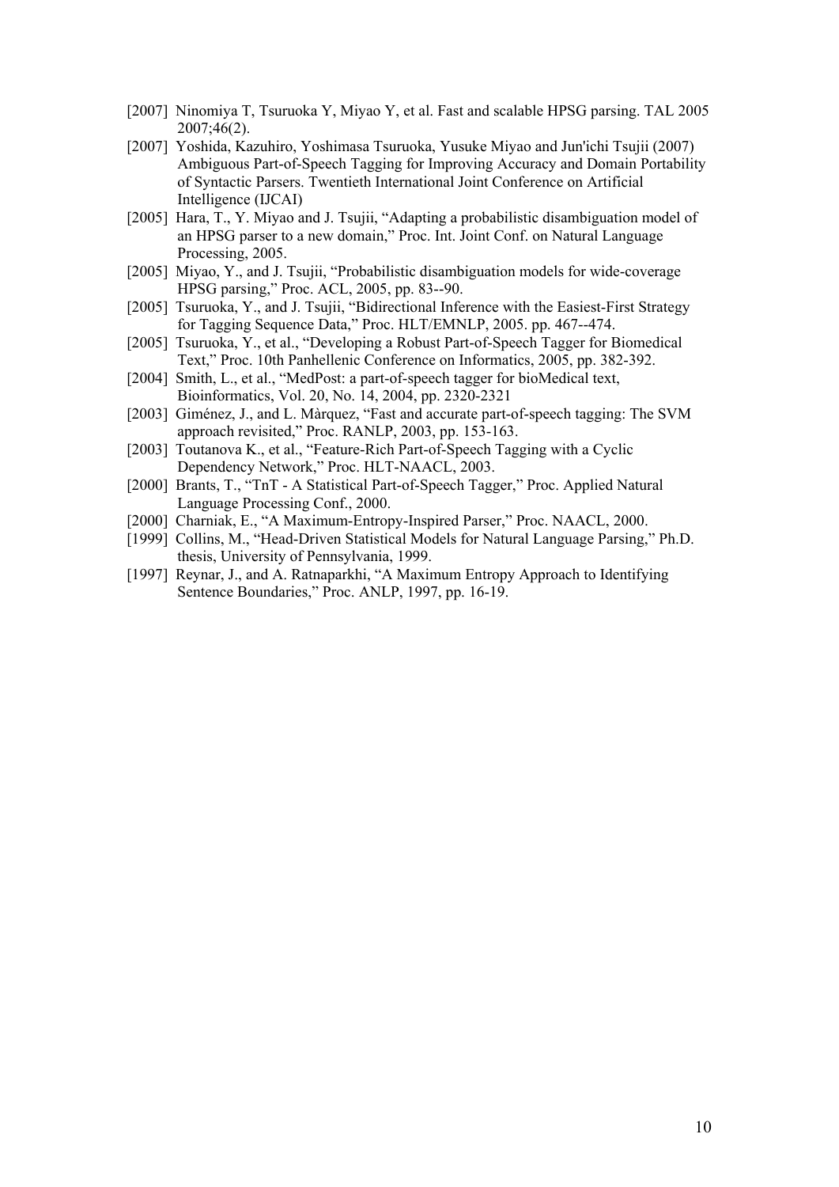[2007] Ninomiya T, Tsuruoka Y, Miyao Y, et al. Fast and scalable HPSG parsing. TAL 2005 2007;46(2).

[2007] Yoshida, Kazuhiro, Yoshimasa Tsuruoka, Yusuke Miyao and Jun'ichi Tsujii (2007) Ambiguous Part-of-Speech Tagging for Improving Accuracy and Domain Portability of Syntactic Parsers. Twentieth International Joint Conference on Artificial Intelligence (IJCAI)

[2005] Hara, T., Y. Miyao and J. Tsujii, "Adapting a probabilistic disambiguation model of an HPSG parser to a new domain," Proc. Int. Joint Conf. on Natural Language Processing, 2005.

[2005] Miyao, Y., and J. Tsujii, "Probabilistic disambiguation models for wide-coverage HPSG parsing," Proc. ACL, 2005, pp. 83--90.

[2005] Tsuruoka, Y., and J. Tsujii, "Bidirectional Inference with the Easiest-First Strategy for Tagging Sequence Data," Proc. HLT/EMNLP, 2005. pp. 467--474.

[2005] Tsuruoka, Y., et al., "Developing a Robust Part-of-Speech Tagger for Biomedical Text," Proc. 10th Panhellenic Conference on Informatics, 2005, pp. 382-392.

[2004] Smith, L., et al., "MedPost: a part-of-speech tagger for bioMedical text, Bioinformatics, Vol. 20, No. 14, 2004, pp. 2320-2321

[2003] Giménez, J., and L. Màrquez, "Fast and accurate part-of-speech tagging: The SVM approach revisited," Proc. RANLP, 2003, pp. 153-163.

[2003] Toutanova K., et al., "Feature-Rich Part-of-Speech Tagging with a Cyclic Dependency Network," Proc. HLT-NAACL, 2003.

[2000] Brants, T., "TnT - A Statistical Part-of-Speech Tagger," Proc. Applied Natural Language Processing Conf., 2000.

[2000] Charniak, E., "A Maximum-Entropy-Inspired Parser," Proc. NAACL, 2000.

[1999] Collins, M., "Head-Driven Statistical Models for Natural Language Parsing," Ph.D. thesis, University of Pennsylvania, 1999.

[1997] Reynar, J., and A. Ratnaparkhi, "A Maximum Entropy Approach to Identifying Sentence Boundaries," Proc. ANLP, 1997, pp. 16-19.